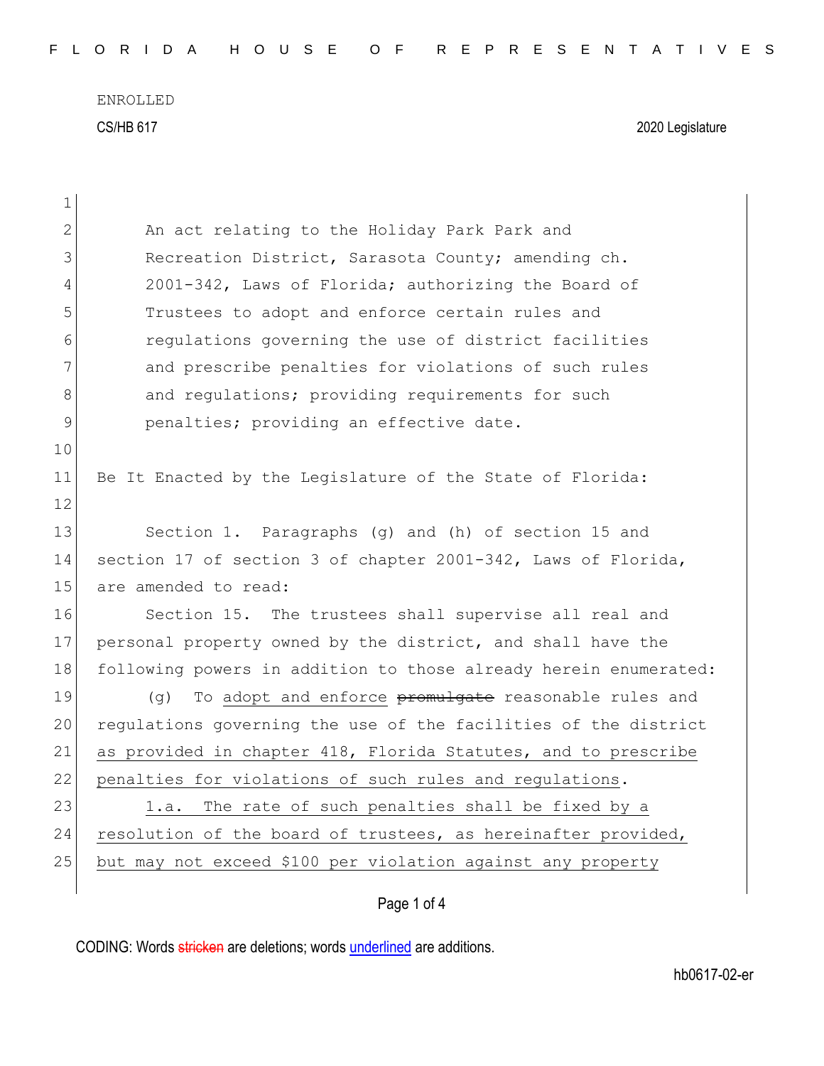ENROLLED

CS/HB 617 2020 Legislature

An act relating to the Holiday Park Park and Recreation District, Sarasota County; amending ch. 2001-342, Laws of Florida; authorizing the Board of Trustees to adopt and enforce certain rules and regulations governing the use of district facilities and prescribe penalties for violations of such rules and regulations; providing requirements for such penalties; providing an effective date.

Be It Enacted by the Legislature of the State of Florida:

Section 1. Paragraphs (g) and (h) of section 15 and section 17 of section 3 of chapter 2001-342, Laws of Florida, are amended to read:

Section 15. The trustees shall supervise all real and personal property owned by the district, and shall have the following powers in addition to those already herein enumerated:

(g) To <u>adopt and enforce</u> ~~promulgate~~ reasonable rules and regulations governing the use of the facilities of the district <u>as provided in chapter 418, Florida Statutes, and to prescribe penalties for violations of such rules and regulations</u>.

<u>1.a. The rate of such penalties shall be fixed by a resolution of the board of trustees, as hereinafter provided, but may not exceed $100 per violation against any property</u>

CODING: Words ~~stricken~~ are deletions; words <u>underlined</u> are additions.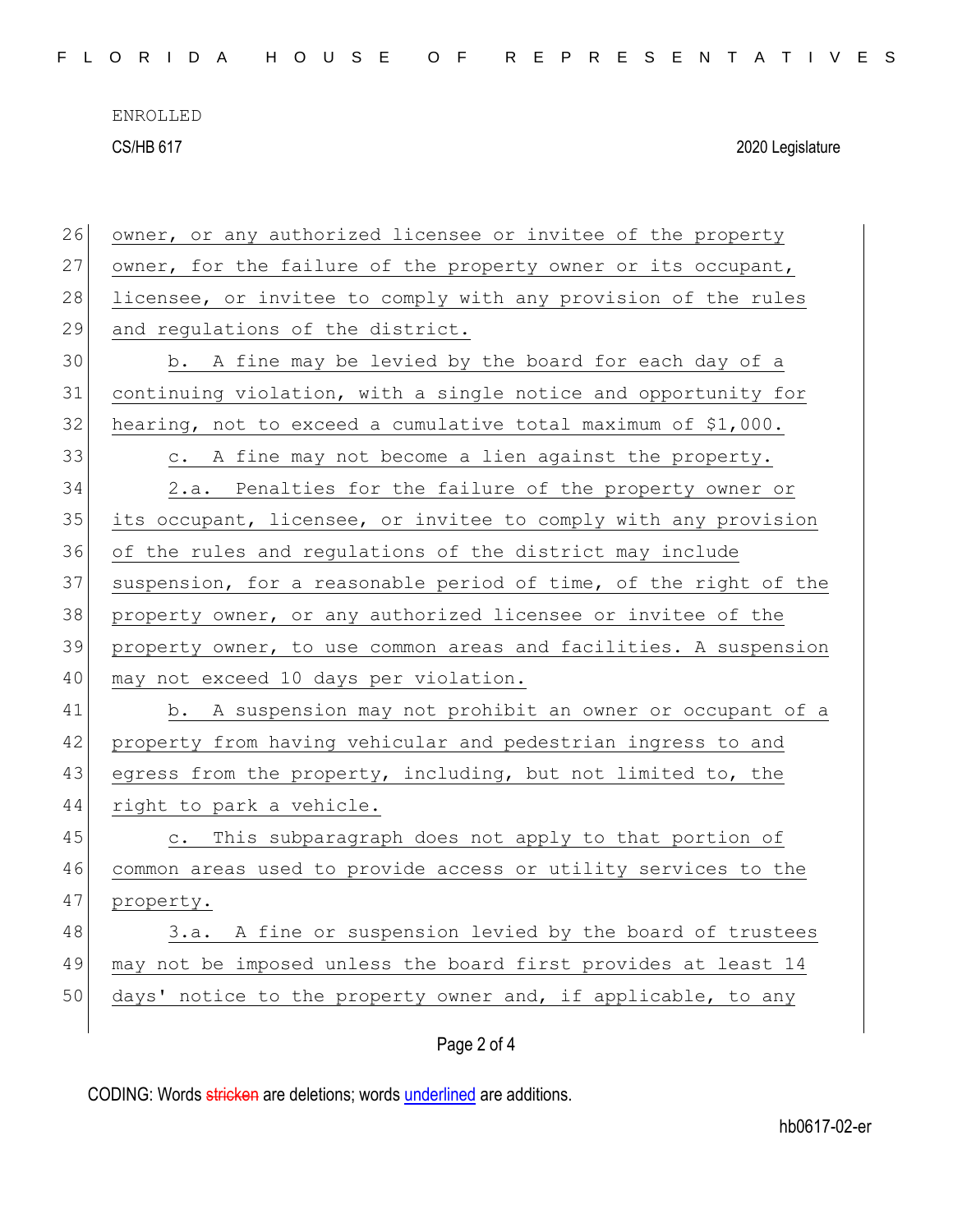owner, or any authorized licensee or invitee of the property owner, for the failure of the property owner or its occupant, licensee, or invitee to comply with any provision of the rules and regulations of the district.

b. A fine may be levied by the board for each day of a continuing violation, with a single notice and opportunity for hearing, not to exceed a cumulative total maximum of $1,000.

c. A fine may not become a lien against the property.

2.a. Penalties for the failure of the property owner or its occupant, licensee, or invitee to comply with any provision of the rules and regulations of the district may include suspension, for a reasonable period of time, of the right of the property owner, or any authorized licensee or invitee of the property owner, to use common areas and facilities. A suspension may not exceed 10 days per violation.

b. A suspension may not prohibit an owner or occupant of a property from having vehicular and pedestrian ingress to and egress from the property, including, but not limited to, the right to park a vehicle.

c. This subparagraph does not apply to that portion of common areas used to provide access or utility services to the property.

3.a. A fine or suspension levied by the board of trustees may not be imposed unless the board first provides at least 14 days' notice to the property owner and, if applicable, to any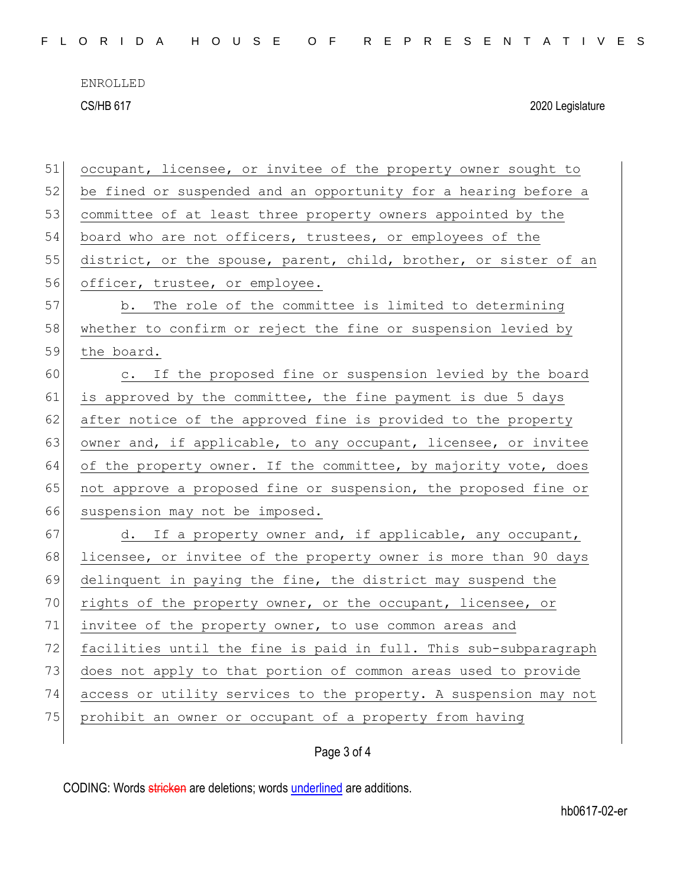occupant, licensee, or invitee of the property owner sought to be fined or suspended and an opportunity for a hearing before a committee of at least three property owners appointed by the board who are not officers, trustees, or employees of the district, or the spouse, parent, child, brother, or sister of an officer, trustee, or employee.

b. The role of the committee is limited to determining whether to confirm or reject the fine or suspension levied by the board.

c. If the proposed fine or suspension levied by the board is approved by the committee, the fine payment is due 5 days after notice of the approved fine is provided to the property owner and, if applicable, to any occupant, licensee, or invitee of the property owner. If the committee, by majority vote, does not approve a proposed fine or suspension, the proposed fine or suspension may not be imposed.

d. If a property owner and, if applicable, any occupant, licensee, or invitee of the property owner is more than 90 days delinquent in paying the fine, the district may suspend the rights of the property owner, or the occupant, licensee, or invitee of the property owner, to use common areas and facilities until the fine is paid in full. This sub-subparagraph does not apply to that portion of common areas used to provide access or utility services to the property. A suspension may not prohibit an owner or occupant of a property from having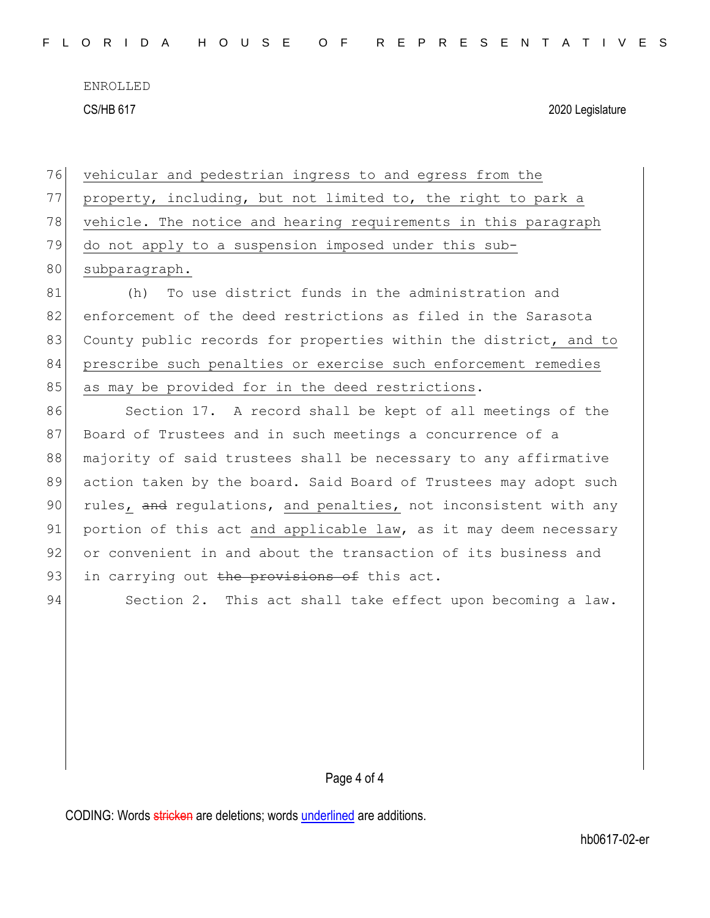vehicular and pedestrian ingress to and egress from the property, including, but not limited to, the right to park a vehicle. The notice and hearing requirements in this paragraph do not apply to a suspension imposed under this sub-subparagraph.

(h) To use district funds in the administration and enforcement of the deed restrictions as filed in the Sarasota County public records for properties within the district, and to prescribe such penalties or exercise such enforcement remedies as may be provided for in the deed restrictions.

Section 17. A record shall be kept of all meetings of the Board of Trustees and in such meetings a concurrence of a majority of said trustees shall be necessary to any affirmative action taken by the board. Said Board of Trustees may adopt such rules, ~~and~~ regulations, and penalties, not inconsistent with any portion of this act and applicable law, as it may deem necessary or convenient in and about the transaction of its business and in carrying out ~~the provisions of~~ this act.

Section 2. This act shall take effect upon becoming a law.